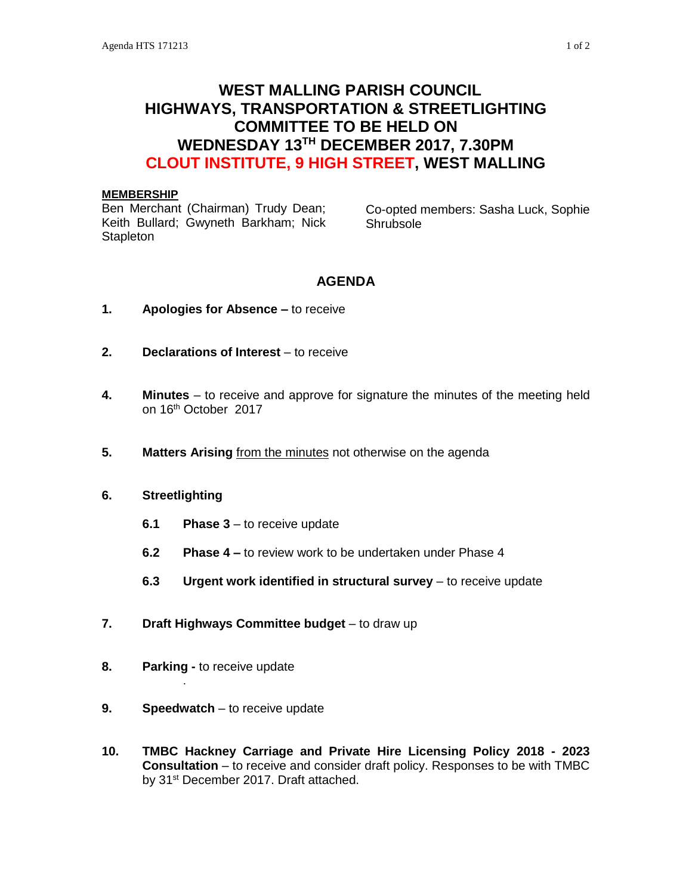# WEST MALLING PARISH COUNCIL
# HIGHWAYS, TRANSPORTATION & STREETLIGHTING COMMITTEE TO BE HELD ON WEDNESDAY 13TH DECEMBER 2017, 7.30PM
# CLOUT INSTITUTE, 9 HIGH STREET, WEST MALLING

**MEMBERSHIP**

Ben Merchant (Chairman) Trudy Dean; Keith Bullard; Gwyneth Barkham; Nick Stapleton

Co-opted members: Sasha Luck, Sophie Shrubsole

## AGENDA

**1. Apologies for Absence –** to receive

**2. Declarations of Interest** – to receive

**4. Minutes** – to receive and approve for signature the minutes of the meeting held on 16th October 2017

**5. Matters Arising** from the minutes not otherwise on the agenda

**6. Streetlighting**

- **6.1 Phase 3** – to receive update
- **6.2 Phase 4 –** to review work to be undertaken under Phase 4
- **6.3 Urgent work identified in structural survey** – to receive update

**7. Draft Highways Committee budget** – to draw up

**8. Parking -** to receive update

**9. Speedwatch** – to receive update

**10. TMBC Hackney Carriage and Private Hire Licensing Policy 2018 - 2023 Consultation** – to receive and consider draft policy. Responses to be with TMBC by 31st December 2017. Draft attached.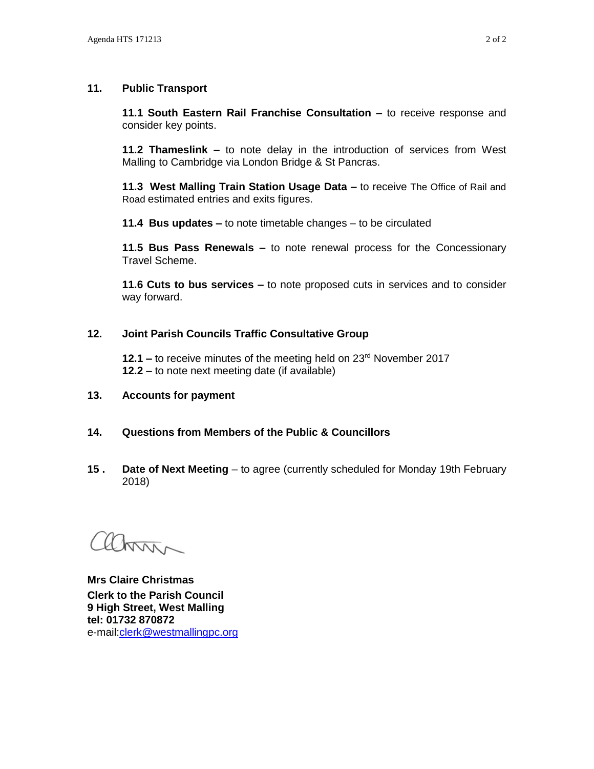## 11. Public Transport

**11.1 South Eastern Rail Franchise Consultation –** to receive response and consider key points.

**11.2 Thameslink –** to note delay in the introduction of services from West Malling to Cambridge via London Bridge & St Pancras.

**11.3 West Malling Train Station Usage Data –** to receive The Office of Rail and Road estimated entries and exits figures.

**11.4 Bus updates –** to note timetable changes – to be circulated

**11.5 Bus Pass Renewals –** to note renewal process for the Concessionary Travel Scheme.

**11.6 Cuts to bus services –** to note proposed cuts in services and to consider way forward.

## 12. Joint Parish Councils Traffic Consultative Group

**12.1 –** to receive minutes of the meeting held on 23rd November 2017
**12.2** – to note next meeting date (if available)

## 13. Accounts for payment

## 14. Questions from Members of the Public & Councillors

## 15. Date of Next Meeting

**Date of Next Meeting** – to agree (currently scheduled for Monday 19th February 2018)

**Mrs Claire Christmas**
**Clerk to the Parish Council**
**9 High Street, West Malling**
**tel: 01732 870872**
e-mail:clerk@westmallingpc.org